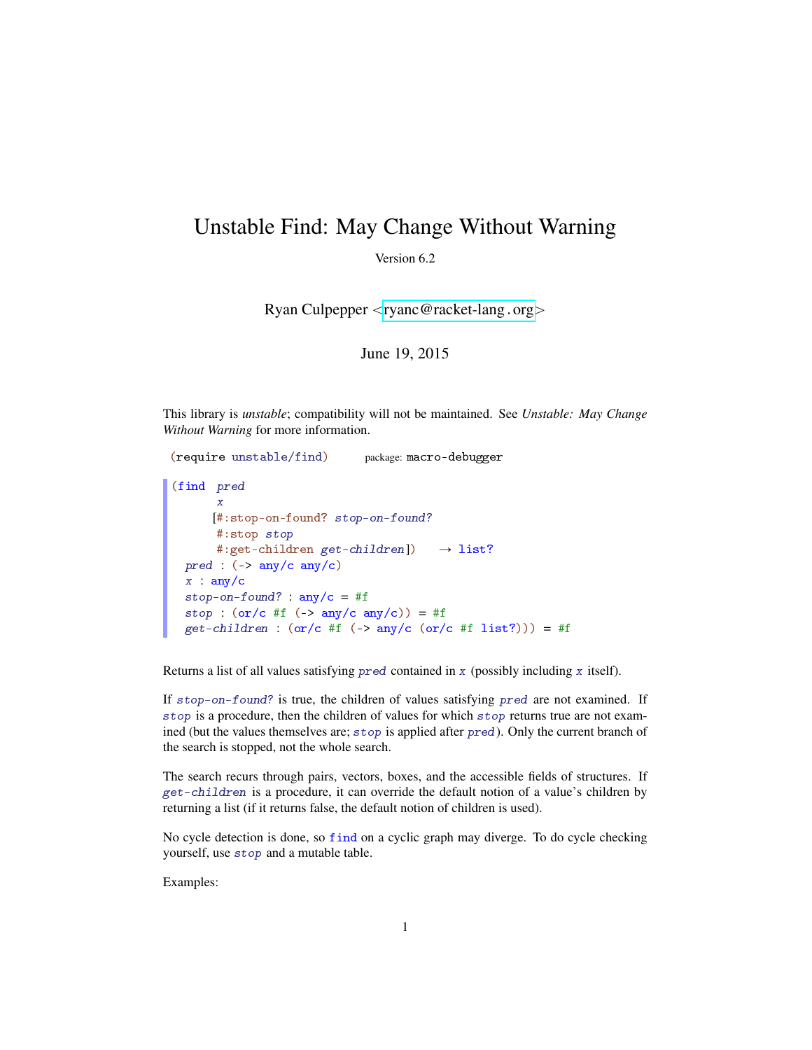# Unstable Find: May Change Without Warning

Version 6.2

Ryan Culpepper <ryanc@racket-lang.org>

June 19, 2015

This library is *unstable*; compatibility will not be maintained. See *Unstable: May Change Without Warning* for more information.

```
(require unstable/find)        package: macro-debugger
```

```
(find  pred
       x
      [#:stop-on-found? stop-on-found?
       #:stop stop
       #:get-children get-children])    → list?
  pred : (-> any/c any/c)
  x : any/c
  stop-on-found? : any/c = #f
  stop : (or/c #f (-> any/c any/c)) = #f
  get-children : (or/c #f (-> any/c (or/c #f list?))) = #f
```

Returns a list of all values satisfying `pred` contained in `x` (possibly including `x` itself).

If `stop-on-found?` is true, the children of values satisfying `pred` are not examined. If `stop` is a procedure, then the children of values for which `stop` returns true are not examined (but the values themselves are; `stop` is applied after `pred`). Only the current branch of the search is stopped, not the whole search.

The search recurs through pairs, vectors, boxes, and the accessible fields of structures. If `get-children` is a procedure, it can override the default notion of a value's children by returning a list (if it returns false, the default notion of children is used).

No cycle detection is done, so `find` on a cyclic graph may diverge. To do cycle checking yourself, use `stop` and a mutable table.

Examples: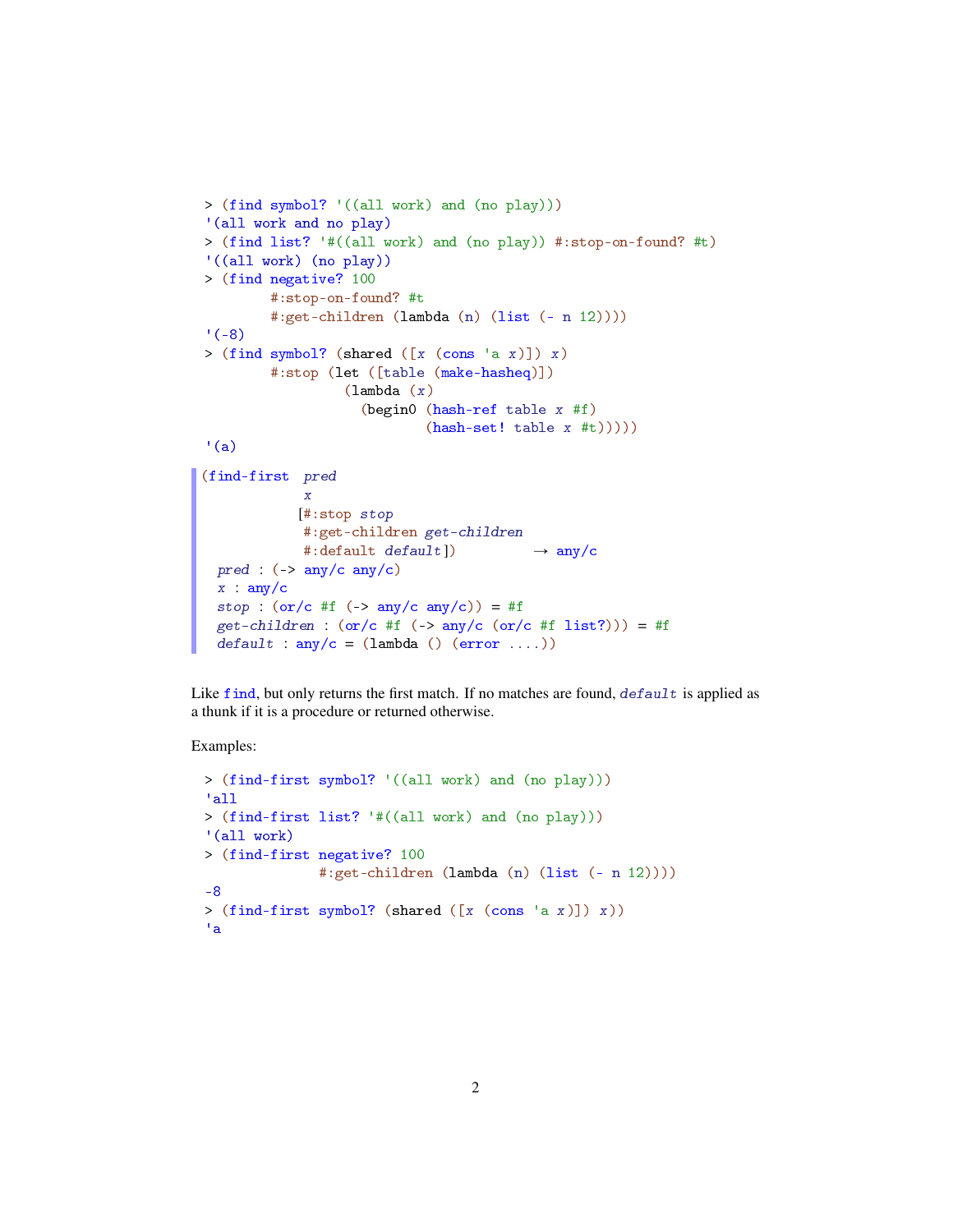```
> (find symbol? '((all work) and (no play)))
'(all work and no play)
> (find list? '#((all work) and (no play)) #:stop-on-found? #t)
'((all work) (no play))
> (find negative? 100
        #:stop-on-found? #t
        #:get-children (lambda (n) (list (- n 12))))
'(-8)
> (find symbol? (shared ([x (cons 'a x)]) x)
        #:stop (let ([table (make-hasheq)])
                 (lambda (x)
                   (begin0 (hash-ref table x #f)
                           (hash-set! table x #t)))))
'(a)
```

```
(find-first  pred
             x
            [#:stop stop
             #:get-children get-children
             #:default default])          → any/c
  pred : (-> any/c any/c)
  x : any/c
  stop : (or/c #f (-> any/c any/c)) = #f
  get-children : (or/c #f (-> any/c (or/c #f list?))) = #f
  default : any/c = (lambda () (error ....))
```

Like `find`, but only returns the first match. If no matches are found, *`default`* is applied as a thunk if it is a procedure or returned otherwise.

Examples:

```
> (find-first symbol? '((all work) and (no play)))
'all
> (find-first list? '#((all work) and (no play)))
'(all work)
> (find-first negative? 100
              #:get-children (lambda (n) (list (- n 12))))
-8
> (find-first symbol? (shared ([x (cons 'a x)]) x))
'a
```